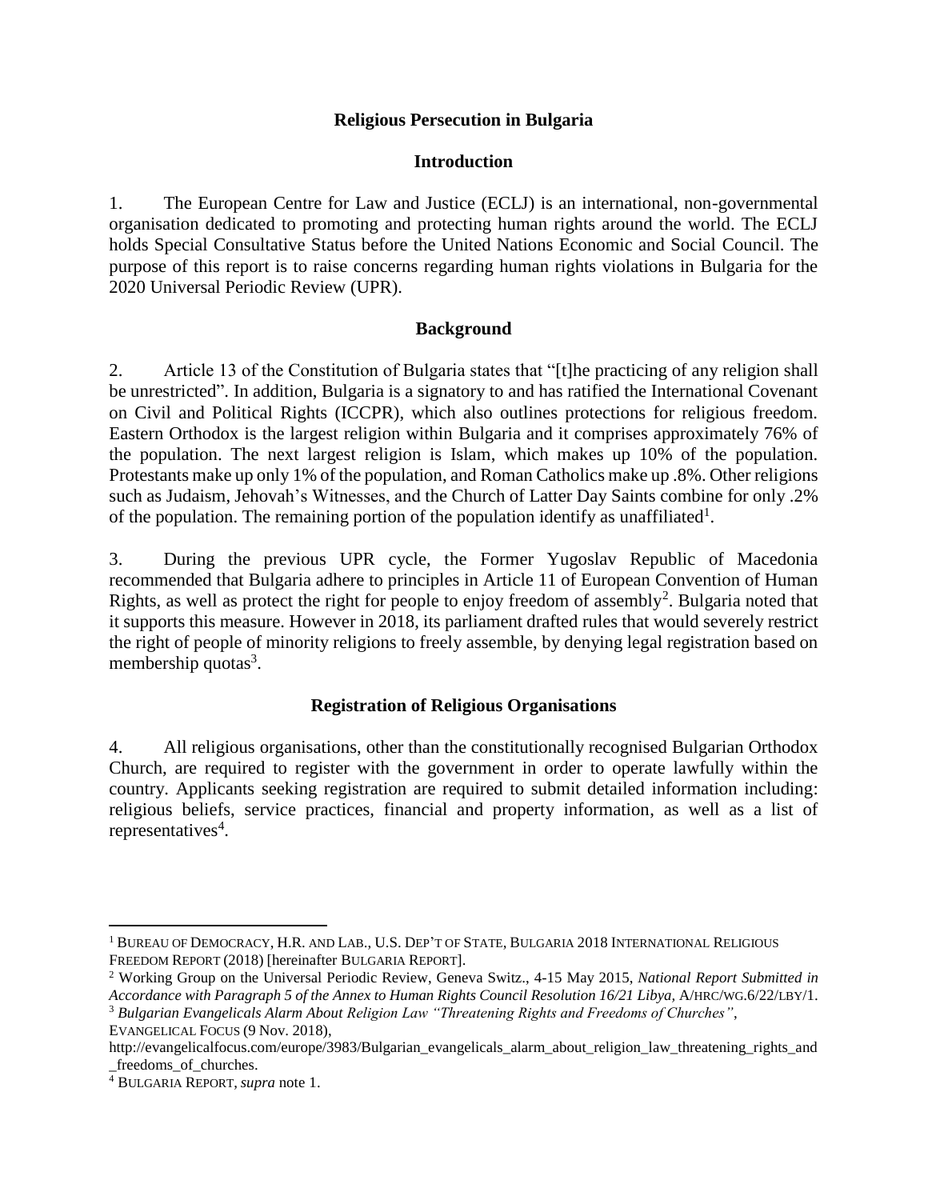# Religious Persecution in Bulgaria

## Introduction

1. The European Centre for Law and Justice (ECLJ) is an international, non-governmental organisation dedicated to promoting and protecting human rights around the world. The ECLJ holds Special Consultative Status before the United Nations Economic and Social Council. The purpose of this report is to raise concerns regarding human rights violations in Bulgaria for the 2020 Universal Periodic Review (UPR).

## Background

2. Article 13 of the Constitution of Bulgaria states that "[t]he practicing of any religion shall be unrestricted". In addition, Bulgaria is a signatory to and has ratified the International Covenant on Civil and Political Rights (ICCPR), which also outlines protections for religious freedom. Eastern Orthodox is the largest religion within Bulgaria and it comprises approximately 76% of the population. The next largest religion is Islam, which makes up 10% of the population. Protestants make up only 1% of the population, and Roman Catholics make up .8%. Other religions such as Judaism, Jehovah's Witnesses, and the Church of Latter Day Saints combine for only .2% of the population. The remaining portion of the population identify as unaffiliated[1].

3. During the previous UPR cycle, the Former Yugoslav Republic of Macedonia recommended that Bulgaria adhere to principles in Article 11 of European Convention of Human Rights, as well as protect the right for people to enjoy freedom of assembly[2]. Bulgaria noted that it supports this measure. However in 2018, its parliament drafted rules that would severely restrict the right of people of minority religions to freely assemble, by denying legal registration based on membership quotas[3].

## Registration of Religious Organisations

4. All religious organisations, other than the constitutionally recognised Bulgarian Orthodox Church, are required to register with the government in order to operate lawfully within the country. Applicants seeking registration are required to submit detailed information including: religious beliefs, service practices, financial and property information, as well as a list of representatives[4].

---

[1] BUREAU OF DEMOCRACY, H.R. AND LAB., U.S. DEP'T OF STATE, BULGARIA 2018 INTERNATIONAL RELIGIOUS FREEDOM REPORT (2018) [hereinafter BULGARIA REPORT].

[2] Working Group on the Universal Periodic Review, Geneva Switz., 4-15 May 2015, *National Report Submitted in Accordance with Paragraph 5 of the Annex to Human Rights Council Resolution 16/21 Libya*, A/HRC/WG.6/22/LBY/1.

[3] *Bulgarian Evangelicals Alarm About Religion Law "Threatening Rights and Freedoms of Churches"*, EVANGELICAL FOCUS (9 Nov. 2018), http://evangelicalfocus.com/europe/3983/Bulgarian_evangelicals_alarm_about_religion_law_threatening_rights_and_freedoms_of_churches.

[4] BULGARIA REPORT, *supra* note 1.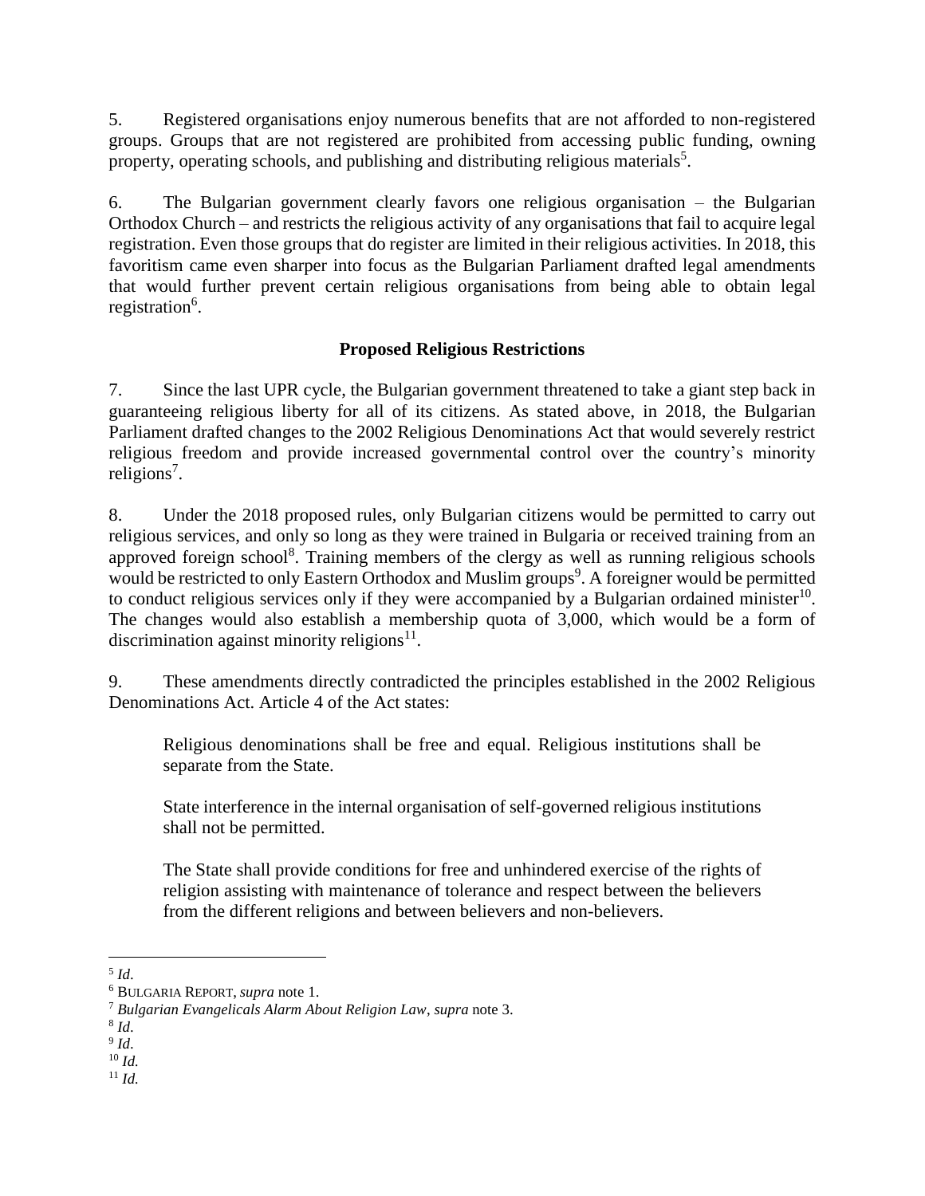5. Registered organisations enjoy numerous benefits that are not afforded to non-registered groups. Groups that are not registered are prohibited from accessing public funding, owning property, operating schools, and publishing and distributing religious materials[5].

6. The Bulgarian government clearly favors one religious organisation – the Bulgarian Orthodox Church – and restricts the religious activity of any organisations that fail to acquire legal registration. Even those groups that do register are limited in their religious activities. In 2018, this favoritism came even sharper into focus as the Bulgarian Parliament drafted legal amendments that would further prevent certain religious organisations from being able to obtain legal registration[6].

**Proposed Religious Restrictions**

7. Since the last UPR cycle, the Bulgarian government threatened to take a giant step back in guaranteeing religious liberty for all of its citizens. As stated above, in 2018, the Bulgarian Parliament drafted changes to the 2002 Religious Denominations Act that would severely restrict religious freedom and provide increased governmental control over the country's minority religions[7].

8. Under the 2018 proposed rules, only Bulgarian citizens would be permitted to carry out religious services, and only so long as they were trained in Bulgaria or received training from an approved foreign school[8]. Training members of the clergy as well as running religious schools would be restricted to only Eastern Orthodox and Muslim groups[9]. A foreigner would be permitted to conduct religious services only if they were accompanied by a Bulgarian ordained minister[10]. The changes would also establish a membership quota of 3,000, which would be a form of discrimination against minority religions[11].

9. These amendments directly contradicted the principles established in the 2002 Religious Denominations Act. Article 4 of the Act states:

> Religious denominations shall be free and equal. Religious institutions shall be separate from the State.
>
> State interference in the internal organisation of self-governed religious institutions shall not be permitted.
>
> The State shall provide conditions for free and unhindered exercise of the rights of religion assisting with maintenance of tolerance and respect between the believers from the different religions and between believers and non-believers.

---

[5] *Id*.

[6] BULGARIA REPORT, *supra* note 1.

[7] *Bulgarian Evangelicals Alarm About Religion Law*, *supra* note 3.

[8] *Id*.

[9] *Id*.

[10] *Id.*

[11] *Id.*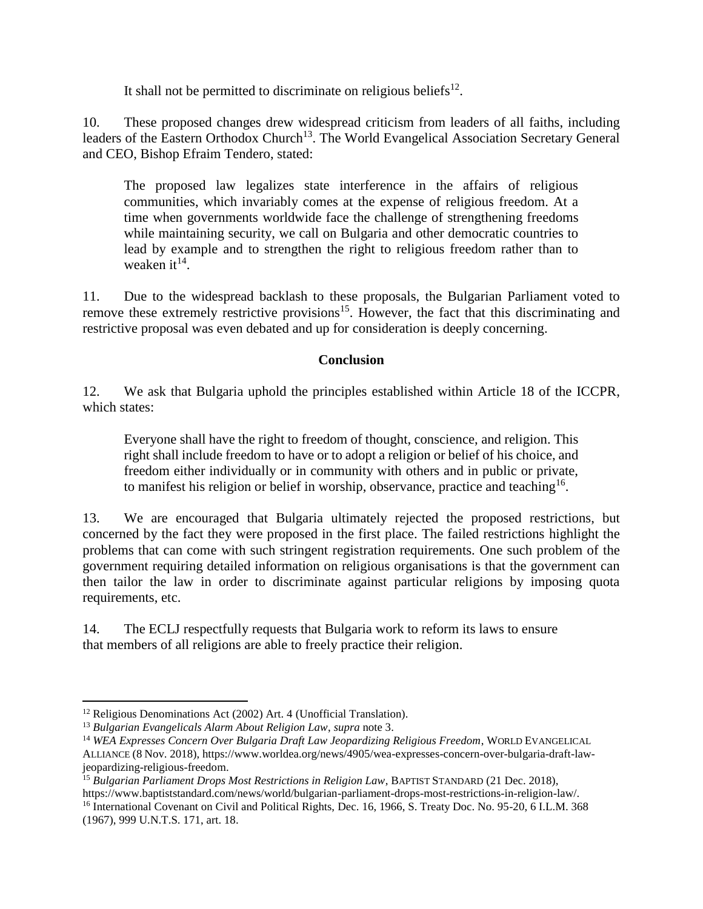It shall not be permitted to discriminate on religious beliefs[12].

10. These proposed changes drew widespread criticism from leaders of all faiths, including leaders of the Eastern Orthodox Church[13]. The World Evangelical Association Secretary General and CEO, Bishop Efraim Tendero, stated:

> The proposed law legalizes state interference in the affairs of religious communities, which invariably comes at the expense of religious freedom. At a time when governments worldwide face the challenge of strengthening freedoms while maintaining security, we call on Bulgaria and other democratic countries to lead by example and to strengthen the right to religious freedom rather than to weaken it[14].

11. Due to the widespread backlash to these proposals, the Bulgarian Parliament voted to remove these extremely restrictive provisions[15]. However, the fact that this discriminating and restrictive proposal was even debated and up for consideration is deeply concerning.

**Conclusion**

12. We ask that Bulgaria uphold the principles established within Article 18 of the ICCPR, which states:

> Everyone shall have the right to freedom of thought, conscience, and religion. This right shall include freedom to have or to adopt a religion or belief of his choice, and freedom either individually or in community with others and in public or private, to manifest his religion or belief in worship, observance, practice and teaching[16].

13. We are encouraged that Bulgaria ultimately rejected the proposed restrictions, but concerned by the fact they were proposed in the first place. The failed restrictions highlight the problems that can come with such stringent registration requirements. One such problem of the government requiring detailed information on religious organisations is that the government can then tailor the law in order to discriminate against particular religions by imposing quota requirements, etc.

14. The ECLJ respectfully requests that Bulgaria work to reform its laws to ensure that members of all religions are able to freely practice their religion.

---

[12] Religious Denominations Act (2002) Art. 4 (Unofficial Translation).

[13] *Bulgarian Evangelicals Alarm About Religion Law*, *supra* note 3.

[14] *WEA Expresses Concern Over Bulgaria Draft Law Jeopardizing Religious Freedom*, WORLD EVANGELICAL ALLIANCE (8 Nov. 2018), https://www.worldea.org/news/4905/wea-expresses-concern-over-bulgaria-draft-law-jeopardizing-religious-freedom.

[15] *Bulgarian Parliament Drops Most Restrictions in Religion Law*, BAPTIST STANDARD (21 Dec. 2018), https://www.baptiststandard.com/news/world/bulgarian-parliament-drops-most-restrictions-in-religion-law/.

[16] International Covenant on Civil and Political Rights, Dec. 16, 1966, S. Treaty Doc. No. 95-20, 6 I.L.M. 368 (1967), 999 U.N.T.S. 171, art. 18.